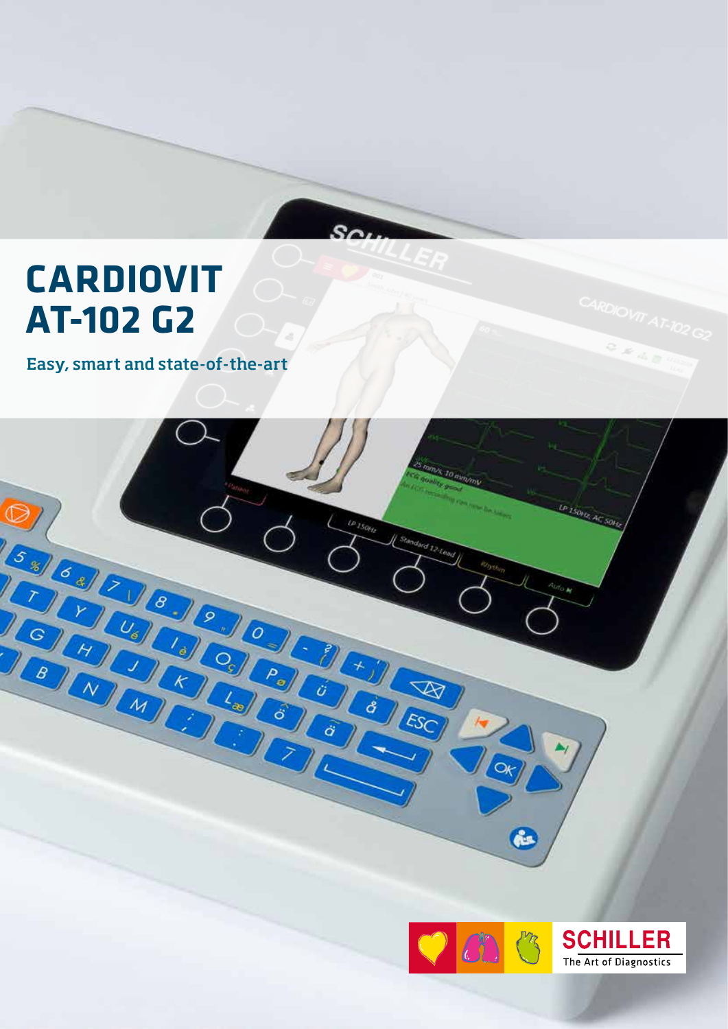# CARDIOVIT AT-102 G2

Easy, smart and state-of-the-art

SCHILLER
The Art of Diagnostics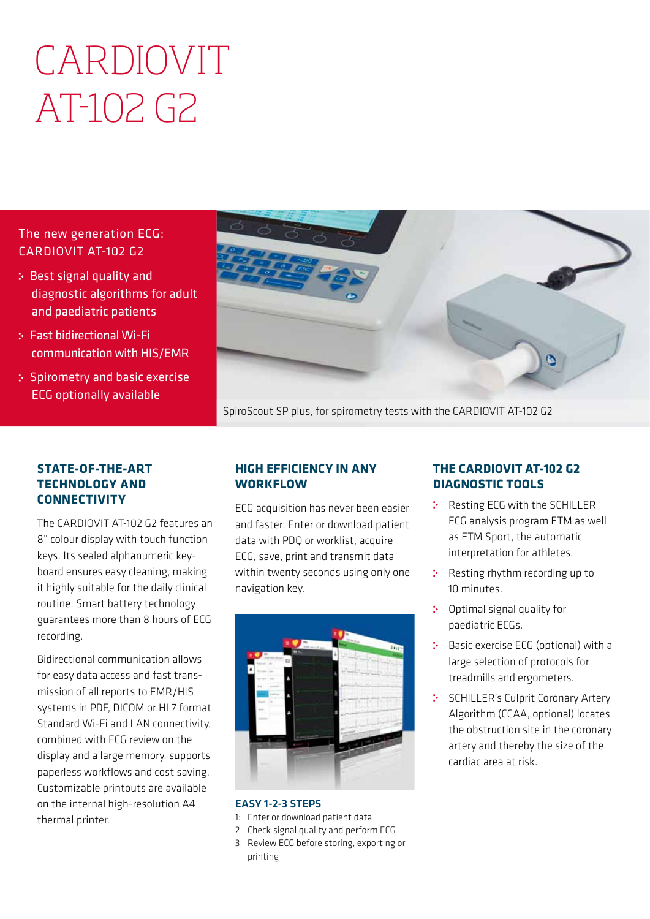# CARDIOVIT AT-102 G2

The new generation ECG: CARDIOVIT AT-102 G2

- Best signal quality and diagnostic algorithms for adult and paediatric patients
- Fast bidirectional Wi-Fi communication with HIS/EMR
- Spirometry and basic exercise ECG optionally available

SpiroScout SP plus, for spirometry tests with the CARDIOVIT AT-102 G2

## STATE-OF-THE-ART TECHNOLOGY AND CONNECTIVITY

The CARDIOVIT AT-102 G2 features an 8" colour display with touch function keys. Its sealed alphanumeric keyboard ensures easy cleaning, making it highly suitable for the daily clinical routine. Smart battery technology guarantees more than 8 hours of ECG recording.

Bidirectional communication allows for easy data access and fast transmission of all reports to EMR/HIS systems in PDF, DICOM or HL7 format. Standard Wi-Fi and LAN connectivity, combined with ECG review on the display and a large memory, supports paperless workflows and cost saving. Customizable printouts are available on the internal high-resolution A4 thermal printer.

## HIGH EFFICIENCY IN ANY WORKFLOW

ECG acquisition has never been easier and faster: Enter or download patient data with PDQ or worklist, acquire ECG, save, print and transmit data within twenty seconds using only one navigation key.

### EASY 1-2-3 STEPS

1: Enter or download patient data
2: Check signal quality and perform ECG
3: Review ECG before storing, exporting or printing

## THE CARDIOVIT AT-102 G2 DIAGNOSTIC TOOLS

- Resting ECG with the SCHILLER ECG analysis program ETM as well as ETM Sport, the automatic interpretation for athletes.
- Resting rhythm recording up to 10 minutes.
- Optimal signal quality for paediatric ECGs.
- Basic exercise ECG (optional) with a large selection of protocols for treadmills and ergometers.
- SCHILLER's Culprit Coronary Artery Algorithm (CCAA, optional) locates the obstruction site in the coronary artery and thereby the size of the cardiac area at risk.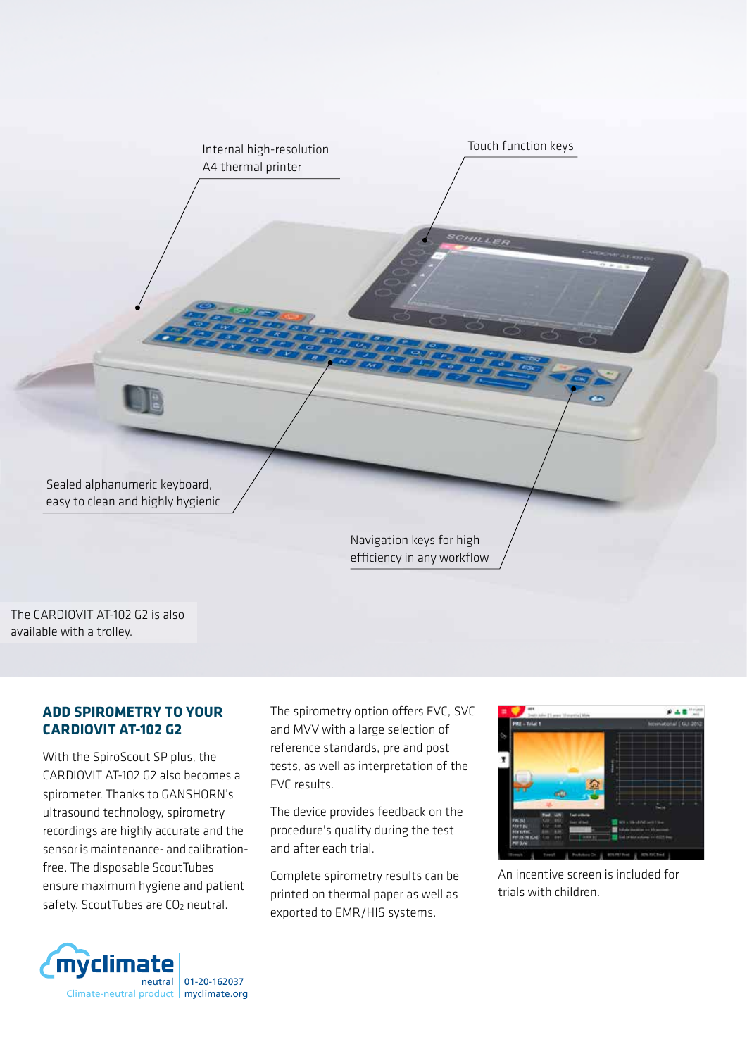Internal high-resolution A4 thermal printer

Touch function keys

Sealed alphanumeric keyboard, easy to clean and highly hygienic

Navigation keys for high efficiency in any workflow

The CARDIOVIT AT-102 G2 is also available with a trolley.

## ADD SPIROMETRY TO YOUR CARDIOVIT AT-102 G2

With the SpiroScout SP plus, the CARDIOVIT AT-102 G2 also becomes a spirometer. Thanks to GANSHORN's ultrasound technology, spirometry recordings are highly accurate and the sensor is maintenance- and calibration-free. The disposable ScoutTubes ensure maximum hygiene and patient safety. ScoutTubes are $CO_2$ neutral.

The spirometry option offers FVC, SVC and MVV with a large selection of reference standards, pre and post tests, as well as interpretation of the FVC results.

The device provides feedback on the procedure's quality during the test and after each trial.

Complete spirometry results can be printed on thermal paper as well as exported to EMR/HIS systems.

An incentive screen is included for trials with children.

myclimate neutral
Climate-neutral product | 01-20-162037 myclimate.org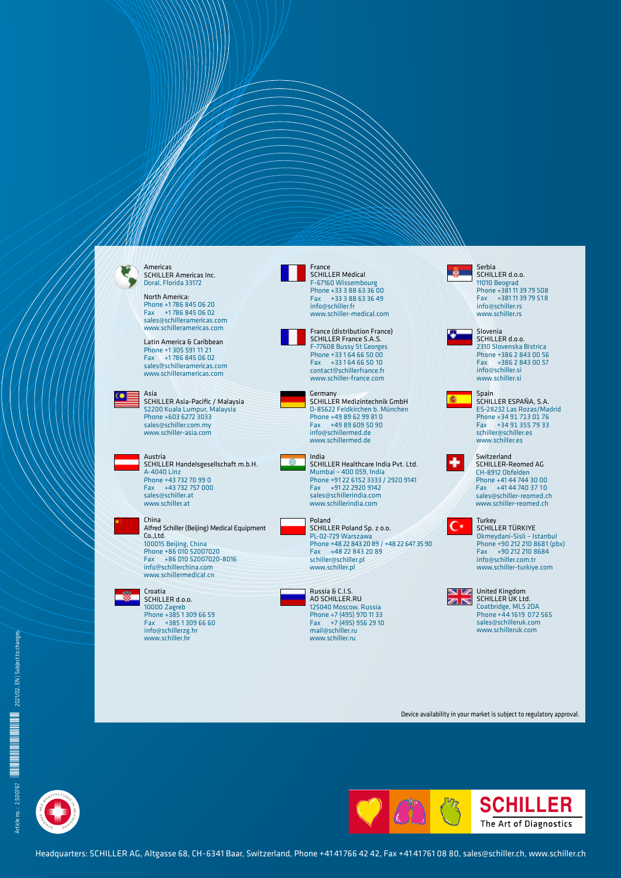Americas
SCHILLER Americas Inc.
Doral, Florida 33172

North America:
Phone +1 786 845 06 20
Fax +1 786 845 06 02
sales@schilleramericas.com
www.schilleramericas.com

Latin America & Caribbean
Phone +1 305 591 11 21
Fax +1 786 845 06 02
sales@schilleramericas.com
www.schilleramericas.com

Asia
SCHILLER Asia-Pacific / Malaysia
52200 Kuala Lumpur, Malaysia
Phone +603 6272 3033
sales@schiller.com.my
www.schiller-asia.com

Austria
SCHILLER Handelsgesellschaft m.b.H.
A-4040 Linz
Phone +43 732 70 99 0
Fax +43 732 757 000
sales@schiller.at
www.schiller.at

China
Alfred Schiller (Beijing) Medical Equipment Co.,Ltd.
100015 Beijing, China
Phone +86 010 52007020
Fax +86 010 52007020-8016
info@schillerchina.com
www.schillermedical.cn

Croatia
SCHILLER d.o.o.
10000 Zagreb
Phone +385 1 309 66 59
Fax +385 1 309 66 60
info@schillerzg.hr
www.schiller.hr

France
SCHILLER Médical
F-67160 Wissembourg
Phone +33 3 88 63 36 00
Fax +33 3 88 63 36 49
info@schiller.fr
www.schiller-medical.com

France (distribution France)
SCHILLER France S.A.S.
F-77608 Bussy St Georges
Phone +33 1 64 66 50 00
Fax +33 1 64 66 50 10
contact@schillerfrance.fr
www.schiller-france.com

Germany
SCHILLER Medizintechnik GmbH
D-85622 Feldkirchen b. München
Phone +49 89 62 99 81 0
Fax +49 89 609 50 90
info@schillermed.de
www.schillermed.de

India
SCHILLER Healthcare India Pvt. Ltd.
Mumbai – 400 059, India
Phone +91 22 6152 3333 / 2920 9141
Fax +91 22 2920 9142
sales@schillerindia.com
www.schillerindia.com

Poland
SCHILLER Poland Sp. z o.o.
PL-02-729 Warszawa
Phone +48 22 843 20 89 / +48 22 647 35 90
Fax +48 22 843 20 89
schiller@schiller.pl
www.schiller.pl

Russia & C.I.S.
AO SCHILLER.RU
125040 Moscow, Russia
Phone +7 (495) 970 11 33
Fax +7 (495) 956 29 10
mail@schiller.ru
www.schiller.ru

Serbia
SCHILLER d.o.o.
11010 Beograd
Phone +381 11 39 79 508
Fax +381 11 39 79 518
info@schiller.rs
www.schiller.rs

Slovenia
SCHILLER d.o.o.
2310 Slovenska Bistrica
Phone +386 2 843 00 56
Fax +386 2 843 00 57
info@schiller.si
www.schiller.si

Spain
SCHILLER ESPAÑA, S.A.
ES-28232 Las Rozas/Madrid
Phone +34 91 713 01 76
Fax +34 91 355 79 33
schiller@schiller.es
www.schiller.es

Switzerland
SCHILLER-Reomed AG
CH-8912 Obfelden
Phone +41 44 744 30 00
Fax +41 44 740 37 10
sales@schiller-reomed.ch
www.schiller-reomed.ch

Turkey
SCHILLER TÜRKIYE
Okmeydani-Sisli – Istanbul
Phone +90 212 210 8681 (pbx)
Fax +90 212 210 8684
info@schiller.com.tr
www.schiller-turkiye.com

United Kingdom
SCHILLER UK Ltd.
Coatbridge, ML5 2DA
Phone +44 1619 072 565
sales@schilleruk.com
www.schilleruk.com

Device availability in your market is subject to regulatory approval.

Article no.: 2.520767 2021/02, EN | Subject to changes.

SCHILLER
The Art of Diagnostics

Headquarters: SCHILLER AG, Altgasse 68, CH-6341 Baar, Switzerland, Phone +41 41 766 42 42, Fax +41 41 761 08 80, sales@schiller.ch, www.schiller.ch